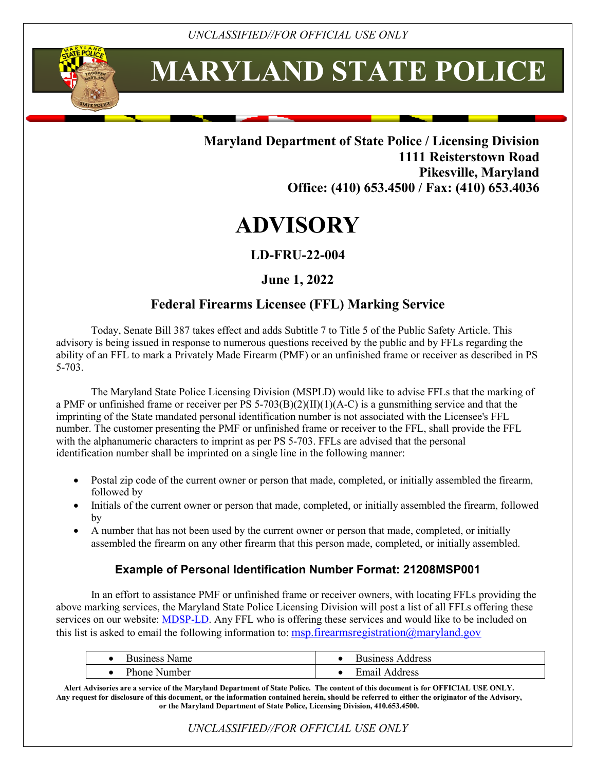UNCLASSIFIED//FOR OFFICIAL USE ONLY

# MARYLAND STATE POLICE

**Maryland Department of State Police / Licensing Division**
**1111 Reisterstown Road**
**Pikesville, Maryland**
**Office: (410) 653.4500 / Fax: (410) 653.4036**

# ADVISORY

## LD-FRU-22-004

## June 1, 2022

## Federal Firearms Licensee (FFL) Marking Service

Today, Senate Bill 387 takes effect and adds Subtitle 7 to Title 5 of the Public Safety Article. This advisory is being issued in response to numerous questions received by the public and by FFLs regarding the ability of an FFL to mark a Privately Made Firearm (PMF) or an unfinished frame or receiver as described in PS 5-703.

The Maryland State Police Licensing Division (MSPLD) would like to advise FFLs that the marking of a PMF or unfinished frame or receiver per PS 5-703(B)(2)(II)(1)(A-C) is a gunsmithing service and that the imprinting of the State mandated personal identification number is not associated with the Licensee's FFL number. The customer presenting the PMF or unfinished frame or receiver to the FFL, shall provide the FFL with the alphanumeric characters to imprint as per PS 5-703. FFLs are advised that the personal identification number shall be imprinted on a single line in the following manner:

- Postal zip code of the current owner or person that made, completed, or initially assembled the firearm, followed by
- Initials of the current owner or person that made, completed, or initially assembled the firearm, followed by
- A number that has not been used by the current owner or person that made, completed, or initially assembled the firearm on any other firearm that this person made, completed, or initially assembled.

### Example of Personal Identification Number Format: 21208MSP001

In an effort to assistance PMF or unfinished frame or receiver owners, with locating FFLs providing the above marking services, the Maryland State Police Licensing Division will post a list of all FFLs offering these services on our website: MDSP-LD. Any FFL who is offering these services and would like to be included on this list is asked to email the following information to: msp.firearmsregistration@maryland.gov

| | |
|---|---|
| • Business Name | • Business Address |
| • Phone Number | • Email Address |

**Alert Advisories are a service of the Maryland Department of State Police. The content of this document is for OFFICIAL USE ONLY. Any request for disclosure of this document, or the information contained herein, should be referred to either the originator of the Advisory, or the Maryland Department of State Police, Licensing Division, 410.653.4500.**

UNCLASSIFIED//FOR OFFICIAL USE ONLY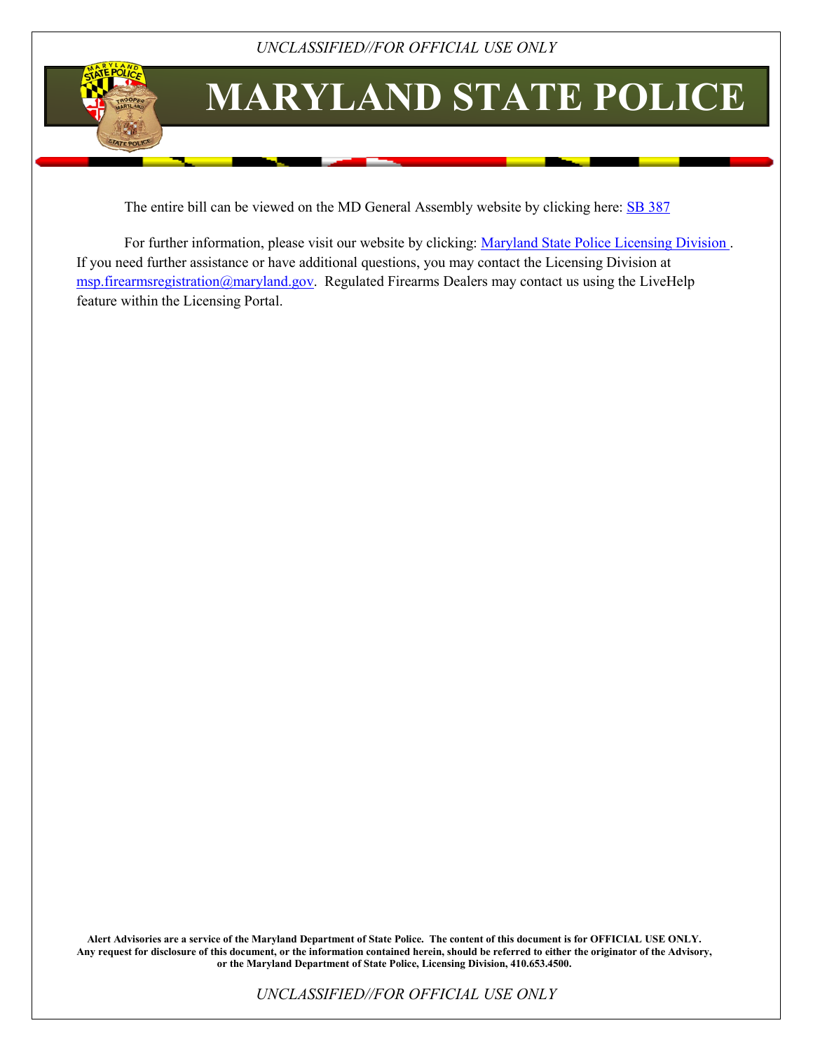The entire bill can be viewed on the MD General Assembly website by clicking here: [SB 387]

For further information, please visit our website by clicking: [Maryland State Police Licensing Division]. If you need further assistance or have additional questions, you may contact the Licensing Division at msp.firearmsregistration@maryland.gov. Regulated Firearms Dealers may contact us using the LiveHelp feature within the Licensing Portal.

**Alert Advisories are a service of the Maryland Department of State Police. The content of this document is for OFFICIAL USE ONLY. Any request for disclosure of this document, or the information contained herein, should be referred to either the originator of the Advisory, or the Maryland Department of State Police, Licensing Division, 410.653.4500.**